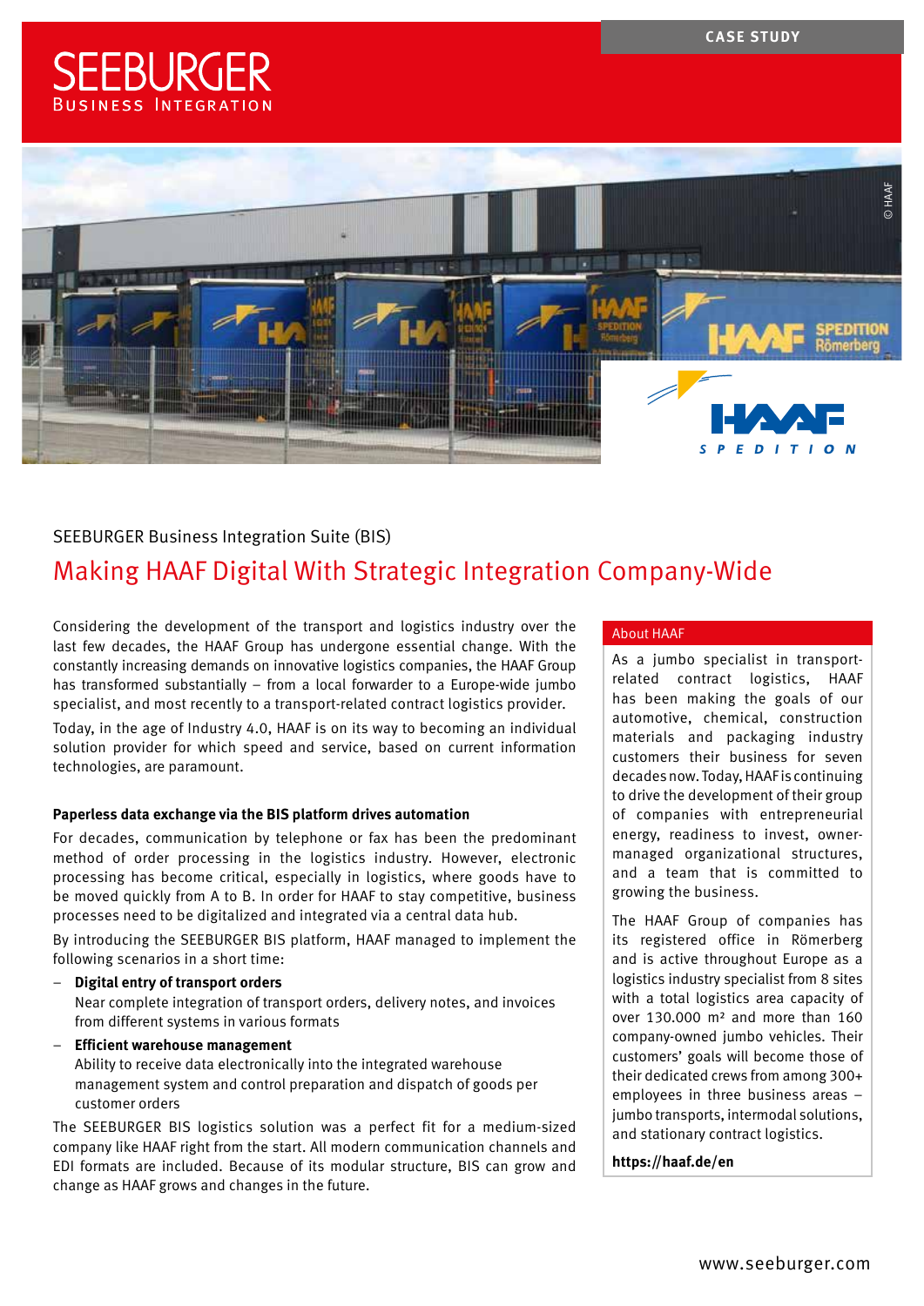SEEBURGER
Business Integration

CASE STUDY

SEEBURGER Business Integration Suite (BIS)

# Making HAAF Digital With Strategic Integration Company-Wide

Considering the development of the transport and logistics industry over the last few decades, the HAAF Group has undergone essential change. With the constantly increasing demands on innovative logistics companies, the HAAF Group has transformed substantially – from a local forwarder to a Europe-wide jumbo specialist, and most recently to a transport-related contract logistics provider.

Today, in the age of Industry 4.0, HAAF is on its way to becoming an individual solution provider for which speed and service, based on current information technologies, are paramount.

**Paperless data exchange via the BIS platform drives automation**

For decades, communication by telephone or fax has been the predominant method of order processing in the logistics industry. However, electronic processing has become critical, especially in logistics, where goods have to be moved quickly from A to B. In order for HAAF to stay competitive, business processes need to be digitalized and integrated via a central data hub.

By introducing the SEEBURGER BIS platform, HAAF managed to implement the following scenarios in a short time:

- **Digital entry of transport orders**
  Near complete integration of transport orders, delivery notes, and invoices from different systems in various formats
- **Efficient warehouse management**
  Ability to receive data electronically into the integrated warehouse management system and control preparation and dispatch of goods per customer orders

The SEEBURGER BIS logistics solution was a perfect fit for a medium-sized company like HAAF right from the start. All modern communication channels and EDI formats are included. Because of its modular structure, BIS can grow and change as HAAF grows and changes in the future.

**About HAAF**

As a jumbo specialist in transport-related contract logistics, HAAF has been making the goals of our automotive, chemical, construction materials and packaging industry customers their business for seven decades now. Today, HAAF is continuing to drive the development of their group of companies with entrepreneurial energy, readiness to invest, owner-managed organizational structures, and a team that is committed to growing the business.

The HAAF Group of companies has its registered office in Römerberg and is active throughout Europe as a logistics industry specialist from 8 sites with a total logistics area capacity of over 130.000 m² and more than 160 company-owned jumbo vehicles. Their customers' goals will become those of their dedicated crews from among 300+ employees in three business areas – jumbo transports, intermodal solutions, and stationary contract logistics.

**https://haaf.de/en**

www.seeburger.com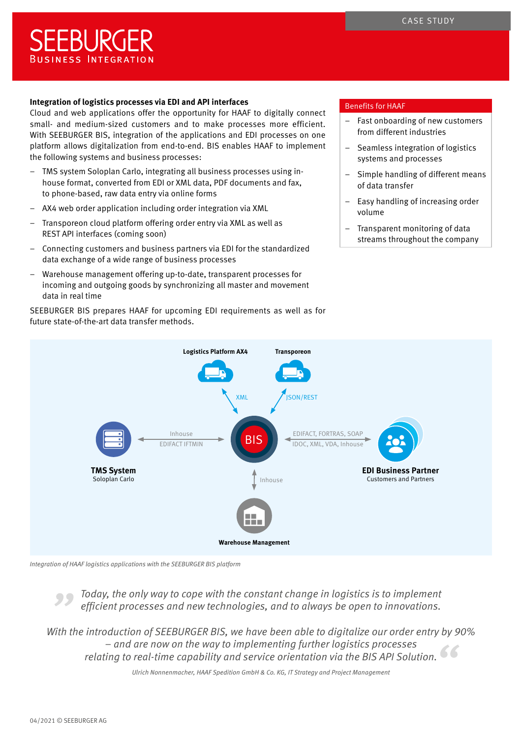## Integration of logistics processes via EDI and API interfaces

Cloud and web applications offer the opportunity for HAAF to digitally connect small- and medium-sized customers and to make processes more efficient. With SEEBURGER BIS, integration of the applications and EDI processes on one platform allows digitalization from end-to-end. BIS enables HAAF to implement the following systems and business processes:

- TMS system Soloplan Carlo, integrating all business processes using in-house format, converted from EDI or XML data, PDF documents and fax, to phone-based, raw data entry via online forms
- AX4 web order application including order integration via XML
- Transporeon cloud platform offering order entry via XML as well as REST API interfaces (coming soon)
- Connecting customers and business partners via EDI for the standardized data exchange of a wide range of business processes
- Warehouse management offering up-to-date, transparent processes for incoming and outgoing goods by synchronizing all master and movement data in real time

SEEBURGER BIS prepares HAAF for upcoming EDI requirements as well as for future state-of-the-art data transfer methods.

**Benefits for HAAF**

- Fast onboarding of new customers from different industries
- Seamless integration of logistics systems and processes
- Simple handling of different means of data transfer
- Easy handling of increasing order volume
- Transparent monitoring of data streams throughout the company

Logistics Platform AX4
Transporeon
XML
JSON/REST
TMS System
Soloplan Carlo
Inhouse
EDIFACT IFTMIN
BIS
EDIFACT, FORTRAS, SOAP
IDOC, XML, VDA, Inhouse
EDI Business Partner
Customers and Partners
Inhouse
Warehouse Management

*Integration of HAAF logistics applications with the SEEBURGER BIS platform*

> *Today, the only way to cope with the constant change in logistics is to implement efficient processes and new technologies, and to always be open to innovations.*
>
> *With the introduction of SEEBURGER BIS, we have been able to digitalize our order entry by 90% – and are now on the way to implementing further logistics processes relating to real-time capability and service orientation via the BIS API Solution.*

*Ulrich Nonnenmacher, HAAF Spedition GmbH & Co. KG, IT Strategy and Project Management*

04/2021 © SEEBURGER AG